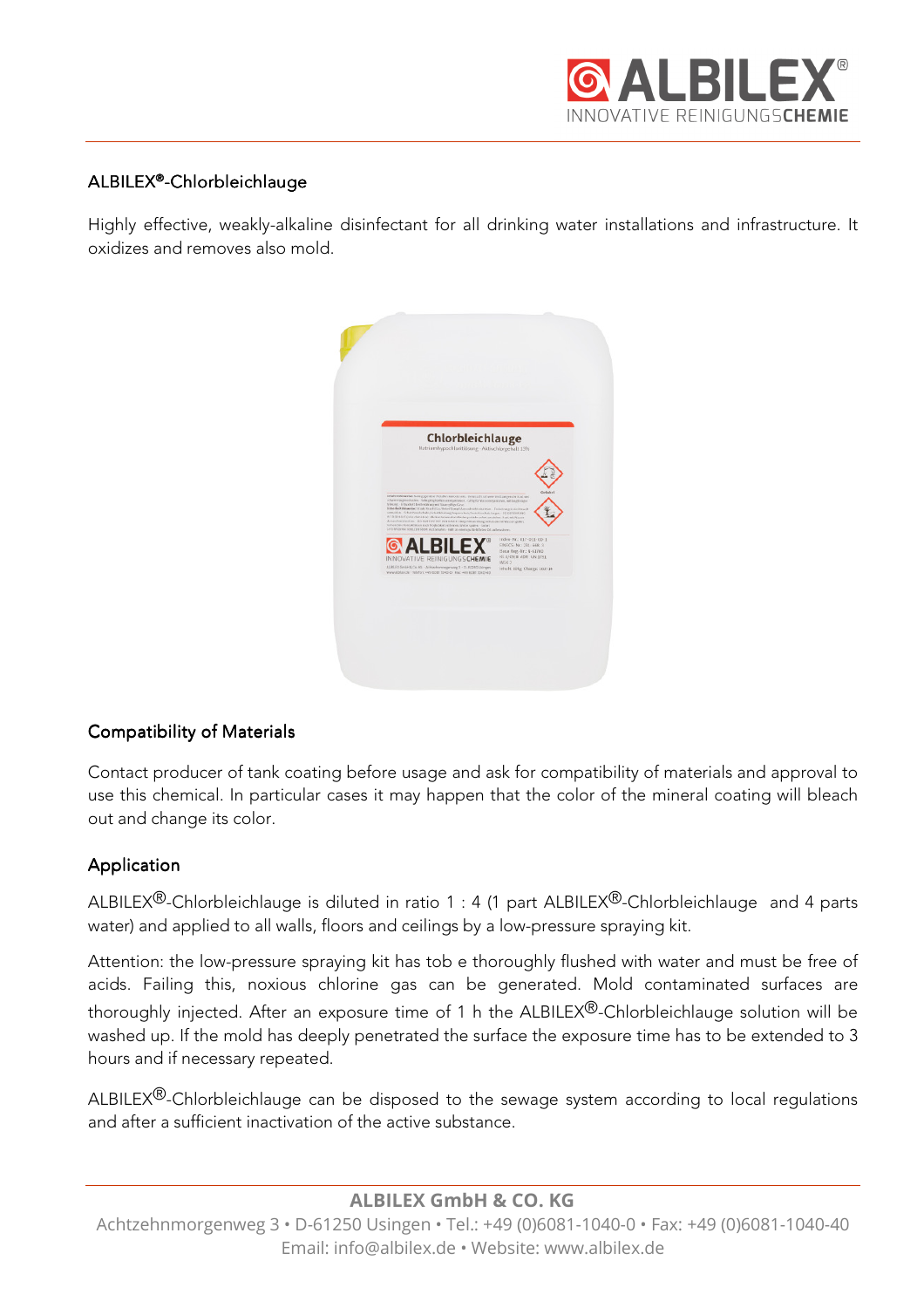## ALBILEX®-Chlorbleichlauge

Highly effective, weakly-alkaline disinfectant for all drinking water installations and infrastructure. It oxidizes and removes also mold.

### Compatibility of Materials

Contact producer of tank coating before usage and ask for compatibility of materials and approval to use this chemical. In particular cases it may happen that the color of the mineral coating will bleach out and change its color.

### Application

ALBILEX®-Chlorbleichlauge is diluted in ratio 1 : 4 (1 part ALBILEX®-Chlorbleichlauge and 4 parts water) and applied to all walls, floors and ceilings by a low-pressure spraying kit.

Attention: the low-pressure spraying kit has tob e thoroughly flushed with water and must be free of acids. Failing this, noxious chlorine gas can be generated. Mold contaminated surfaces are thoroughly injected. After an exposure time of 1 h the ALBILEX®-Chlorbleichlauge solution will be washed up. If the mold has deeply penetrated the surface the exposure time has to be extended to 3 hours and if necessary repeated.

ALBILEX®-Chlorbleichlauge can be disposed to the sewage system according to local regulations and after a sufficient inactivation of the active substance.

**ALBILEX GmbH & CO. KG**
Achtzehnmorgenweg 3 • D-61250 Usingen • Tel.: +49 (0)6081-1040-0 • Fax: +49 (0)6081-1040-40
Email: info@albilex.de • Website: www.albilex.de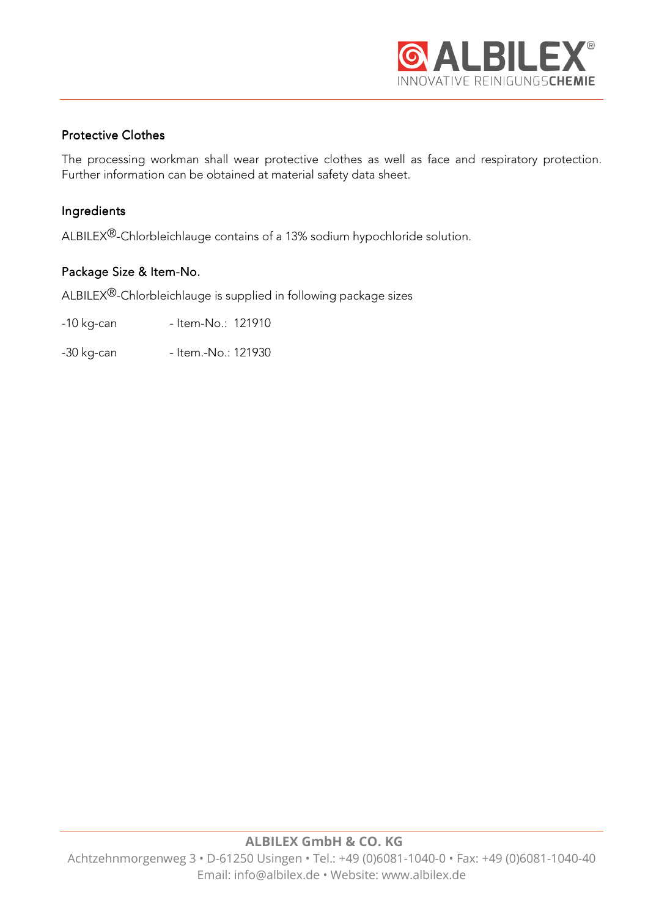## Protective Clothes

The processing workman shall wear protective clothes as well as face and respiratory protection. Further information can be obtained at material safety data sheet.

## Ingredients

ALBILEX®-Chlorbleichlauge contains of a 13% sodium hypochloride solution.

## Package Size & Item-No.

ALBILEX®-Chlorbleichlauge is supplied in following package sizes

-10 kg-can  - Item-No.: 121910

-30 kg-can  - Item.-No.: 121930